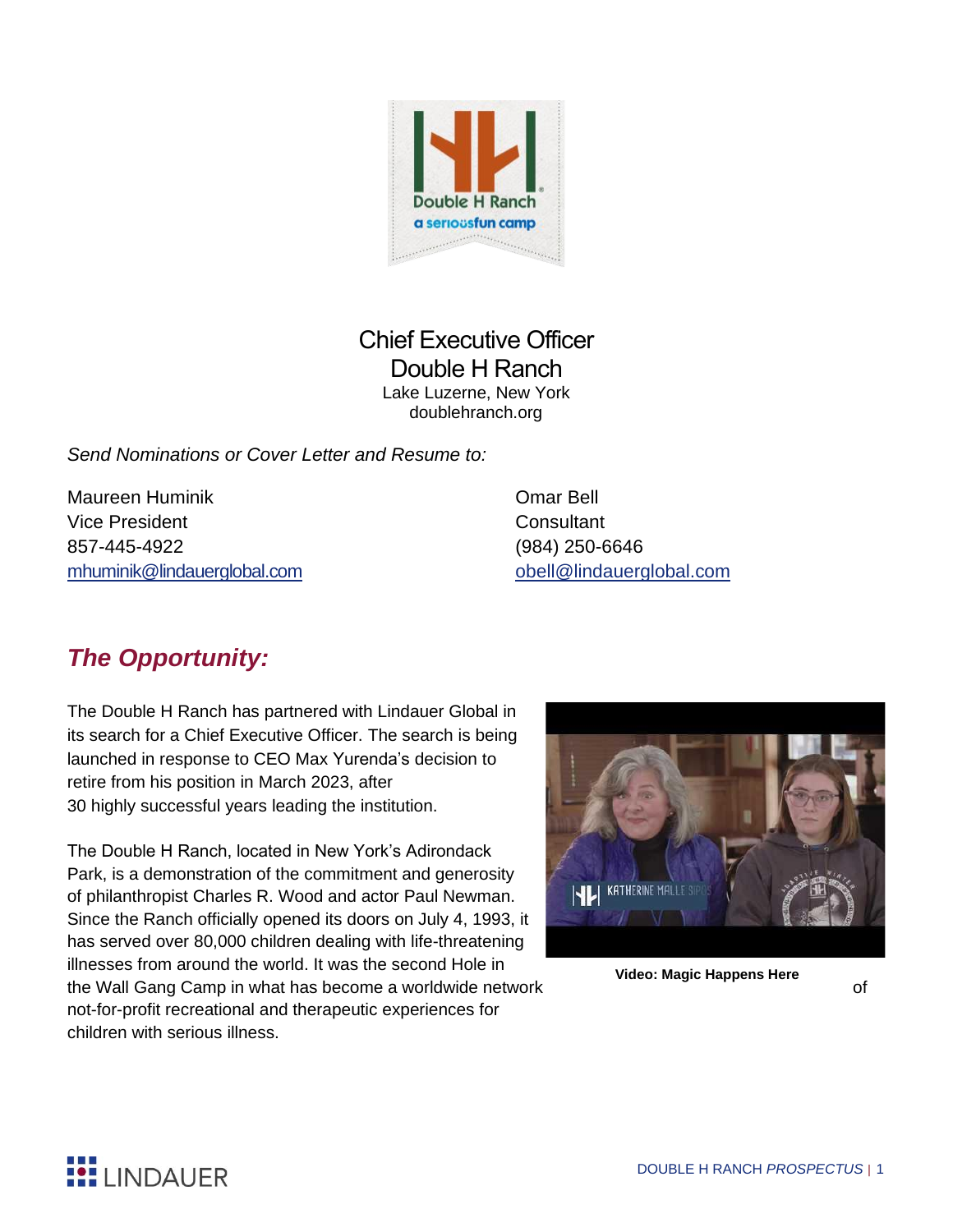# Chief Executive Officer
# Double H Ranch

Lake Luzerne, New York
doublehranch.org

*Send Nominations or Cover Letter and Resume to:*

Maureen Huminik
Vice President
857-445-4922
mhuminik@lindauerglobal.com

Omar Bell
Consultant
(984) 250-6646
obell@lindauerglobal.com

## *The Opportunity:*

The Double H Ranch has partnered with Lindauer Global in its search for a Chief Executive Officer. The search is being launched in response to CEO Max Yurenda's decision to retire from his position in March 2023, after 30 highly successful years leading the institution.

The Double H Ranch, located in New York's Adirondack Park, is a demonstration of the commitment and generosity of philanthropist Charles R. Wood and actor Paul Newman. Since the Ranch officially opened its doors on July 4, 1993, it has served over 80,000 children dealing with life-threatening illnesses from around the world. It was the second Hole in the Wall Gang Camp in what has become a worldwide network of not-for-profit recreational and therapeutic experiences for children with serious illness.

**Video: Magic Happens Here**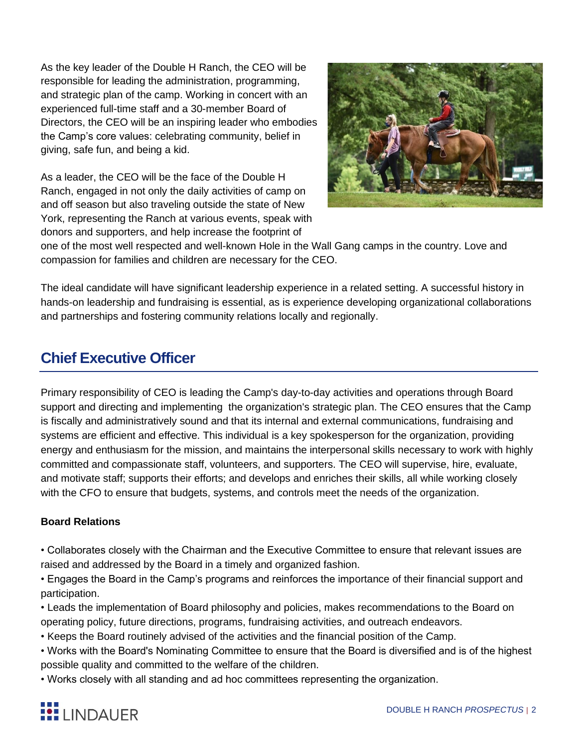As the key leader of the Double H Ranch, the CEO will be responsible for leading the administration, programming, and strategic plan of the camp. Working in concert with an experienced full-time staff and a 30-member Board of Directors, the CEO will be an inspiring leader who embodies the Camp's core values: celebrating community, belief in giving, safe fun, and being a kid.

As a leader, the CEO will be the face of the Double H Ranch, engaged in not only the daily activities of camp on and off season but also traveling outside the state of New York, representing the Ranch at various events, speak with donors and supporters, and help increase the footprint of one of the most well respected and well-known Hole in the Wall Gang camps in the country. Love and compassion for families and children are necessary for the CEO.

The ideal candidate will have significant leadership experience in a related setting. A successful history in hands-on leadership and fundraising is essential, as is experience developing organizational collaborations and partnerships and fostering community relations locally and regionally.

## Chief Executive Officer

Primary responsibility of CEO is leading the Camp's day-to-day activities and operations through Board support and directing and implementing the organization's strategic plan. The CEO ensures that the Camp is fiscally and administratively sound and that its internal and external communications, fundraising and systems are efficient and effective. This individual is a key spokesperson for the organization, providing energy and enthusiasm for the mission, and maintains the interpersonal skills necessary to work with highly committed and compassionate staff, volunteers, and supporters. The CEO will supervise, hire, evaluate, and motivate staff; supports their efforts; and develops and enriches their skills, all while working closely with the CFO to ensure that budgets, systems, and controls meet the needs of the organization.

**Board Relations**

- Collaborates closely with the Chairman and the Executive Committee to ensure that relevant issues are raised and addressed by the Board in a timely and organized fashion.
- Engages the Board in the Camp's programs and reinforces the importance of their financial support and participation.
- Leads the implementation of Board philosophy and policies, makes recommendations to the Board on operating policy, future directions, programs, fundraising activities, and outreach endeavors.
- Keeps the Board routinely advised of the activities and the financial position of the Camp.
- Works with the Board's Nominating Committee to ensure that the Board is diversified and is of the highest possible quality and committed to the welfare of the children.
- Works closely with all standing and ad hoc committees representing the organization.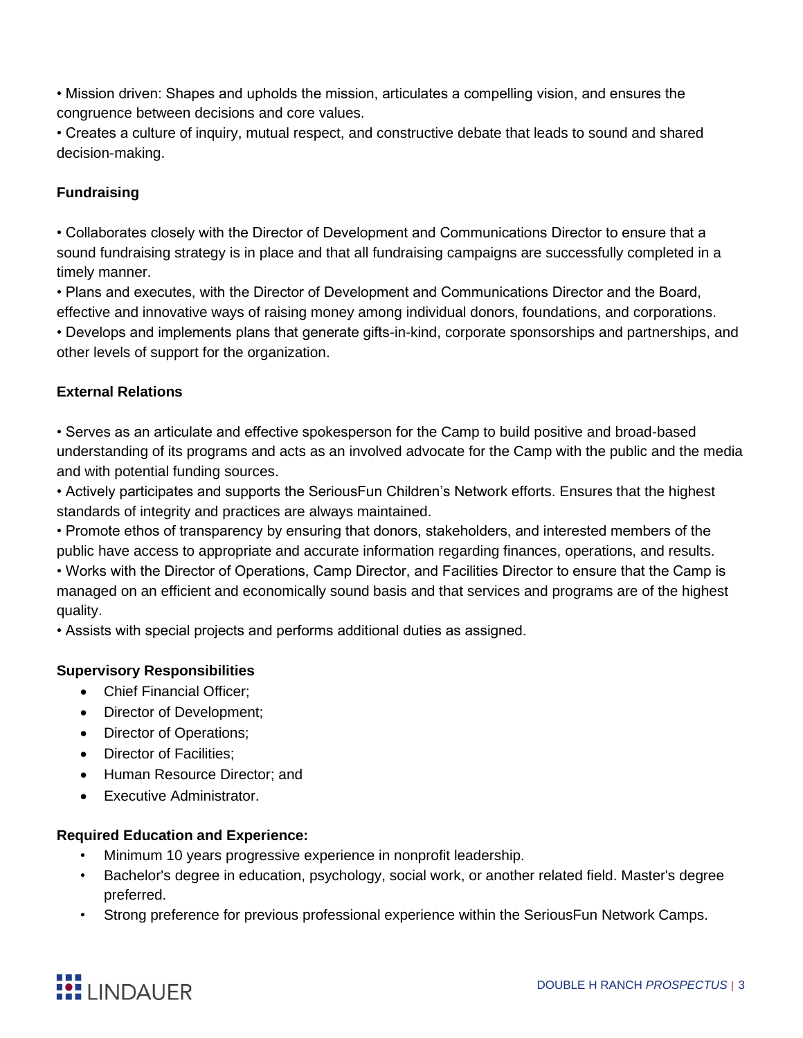• Mission driven: Shapes and upholds the mission, articulates a compelling vision, and ensures the congruence between decisions and core values.
• Creates a culture of inquiry, mutual respect, and constructive debate that leads to sound and shared decision-making.

**Fundraising**

• Collaborates closely with the Director of Development and Communications Director to ensure that a sound fundraising strategy is in place and that all fundraising campaigns are successfully completed in a timely manner.
• Plans and executes, with the Director of Development and Communications Director and the Board, effective and innovative ways of raising money among individual donors, foundations, and corporations.
• Develops and implements plans that generate gifts-in-kind, corporate sponsorships and partnerships, and other levels of support for the organization.

**External Relations**

• Serves as an articulate and effective spokesperson for the Camp to build positive and broad-based understanding of its programs and acts as an involved advocate for the Camp with the public and the media and with potential funding sources.
• Actively participates and supports the SeriousFun Children's Network efforts. Ensures that the highest standards of integrity and practices are always maintained.
• Promote ethos of transparency by ensuring that donors, stakeholders, and interested members of the public have access to appropriate and accurate information regarding finances, operations, and results.
• Works with the Director of Operations, Camp Director, and Facilities Director to ensure that the Camp is managed on an efficient and economically sound basis and that services and programs are of the highest quality.
• Assists with special projects and performs additional duties as assigned.

**Supervisory Responsibilities**

- Chief Financial Officer;
- Director of Development;
- Director of Operations;
- Director of Facilities;
- Human Resource Director; and
- Executive Administrator.

**Required Education and Experience:**

- Minimum 10 years progressive experience in nonprofit leadership.
- Bachelor's degree in education, psychology, social work, or another related field. Master's degree preferred.
- Strong preference for previous professional experience within the SeriousFun Network Camps.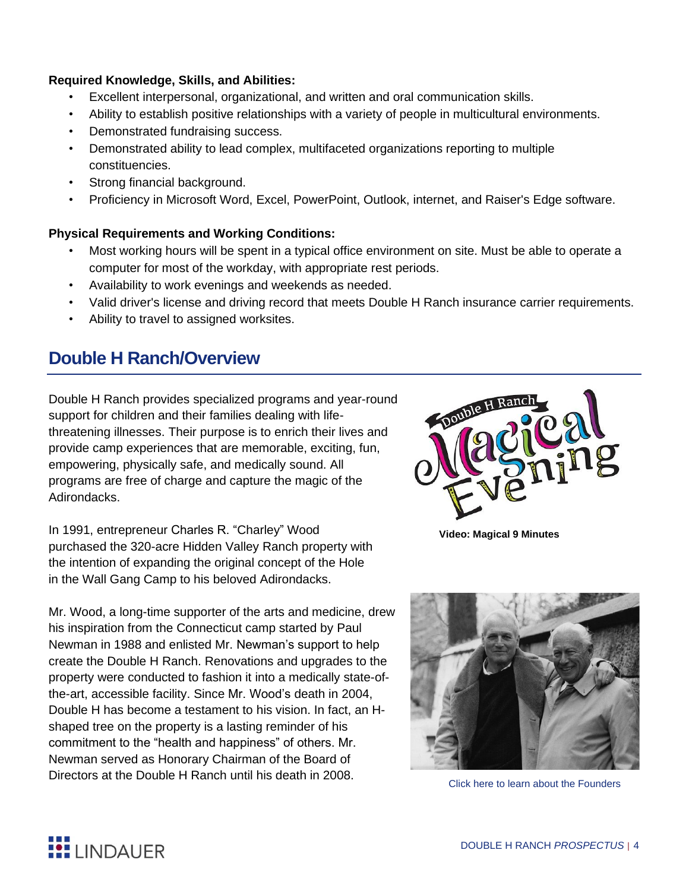**Required Knowledge, Skills, and Abilities:**

- Excellent interpersonal, organizational, and written and oral communication skills.
- Ability to establish positive relationships with a variety of people in multicultural environments.
- Demonstrated fundraising success.
- Demonstrated ability to lead complex, multifaceted organizations reporting to multiple constituencies.
- Strong financial background.
- Proficiency in Microsoft Word, Excel, PowerPoint, Outlook, internet, and Raiser's Edge software.

**Physical Requirements and Working Conditions:**

- Most working hours will be spent in a typical office environment on site. Must be able to operate a computer for most of the workday, with appropriate rest periods.
- Availability to work evenings and weekends as needed.
- Valid driver's license and driving record that meets Double H Ranch insurance carrier requirements.
- Ability to travel to assigned worksites.

## Double H Ranch/Overview

Double H Ranch provides specialized programs and year-round support for children and their families dealing with life-threatening illnesses. Their purpose is to enrich their lives and provide camp experiences that are memorable, exciting, fun, empowering, physically safe, and medically sound. All programs are free of charge and capture the magic of the Adirondacks.

**Video: Magical 9 Minutes**

In 1991, entrepreneur Charles R. "Charley" Wood purchased the 320-acre Hidden Valley Ranch property with the intention of expanding the original concept of the Hole in the Wall Gang Camp to his beloved Adirondacks.

Mr. Wood, a long-time supporter of the arts and medicine, drew his inspiration from the Connecticut camp started by Paul Newman in 1988 and enlisted Mr. Newman's support to help create the Double H Ranch. Renovations and upgrades to the property were conducted to fashion it into a medically state-of-the-art, accessible facility. Since Mr. Wood's death in 2004, Double H has become a testament to his vision. In fact, an H-shaped tree on the property is a lasting reminder of his commitment to the "health and happiness" of others. Mr. Newman served as Honorary Chairman of the Board of Directors at the Double H Ranch until his death in 2008.

Click here to learn about the Founders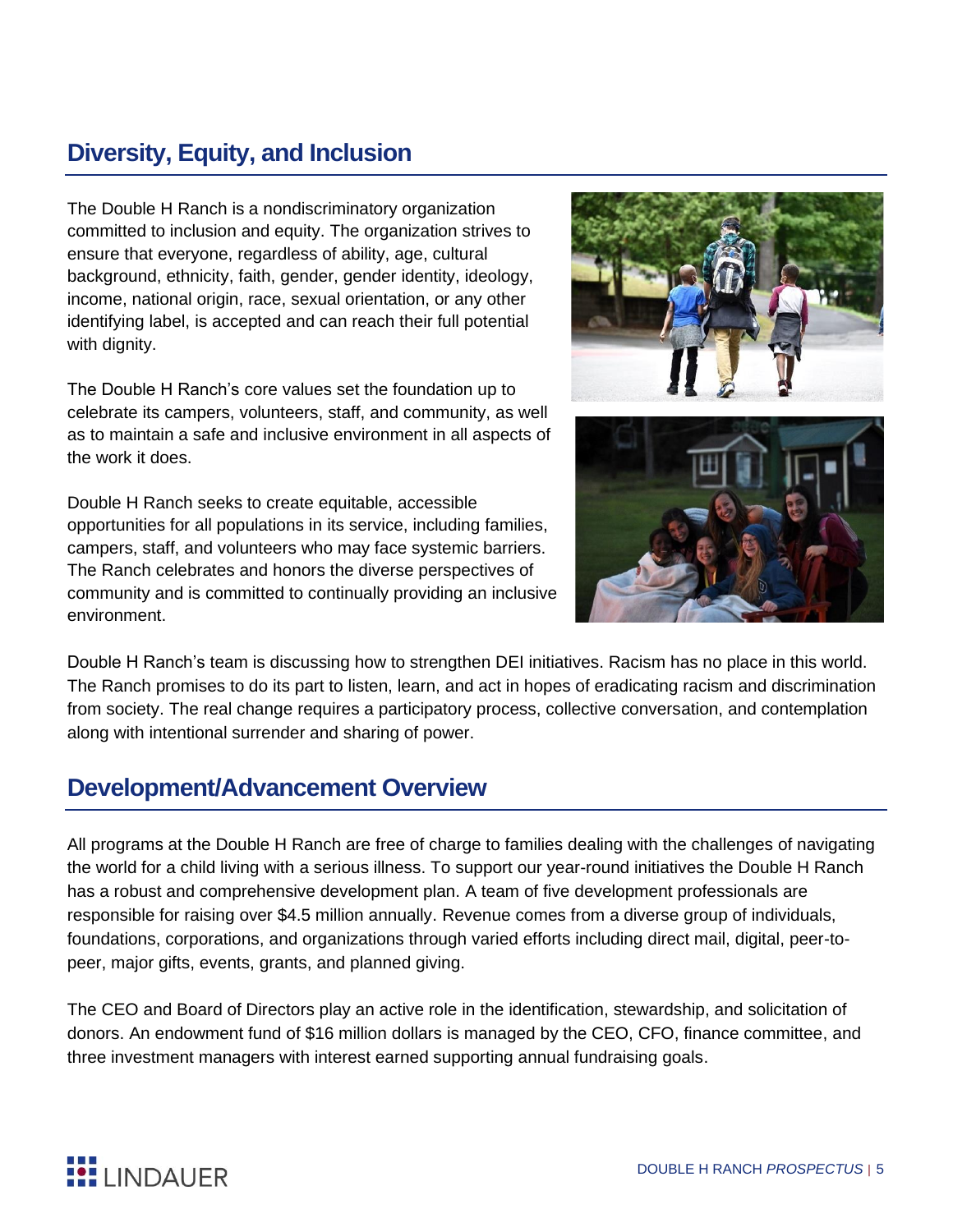## Diversity, Equity, and Inclusion

The Double H Ranch is a nondiscriminatory organization committed to inclusion and equity. The organization strives to ensure that everyone, regardless of ability, age, cultural background, ethnicity, faith, gender, gender identity, ideology, income, national origin, race, sexual orientation, or any other identifying label, is accepted and can reach their full potential with dignity.

The Double H Ranch's core values set the foundation up to celebrate its campers, volunteers, staff, and community, as well as to maintain a safe and inclusive environment in all aspects of the work it does.

Double H Ranch seeks to create equitable, accessible opportunities for all populations in its service, including families, campers, staff, and volunteers who may face systemic barriers. The Ranch celebrates and honors the diverse perspectives of community and is committed to continually providing an inclusive environment.

Double H Ranch's team is discussing how to strengthen DEI initiatives. Racism has no place in this world. The Ranch promises to do its part to listen, learn, and act in hopes of eradicating racism and discrimination from society. The real change requires a participatory process, collective conversation, and contemplation along with intentional surrender and sharing of power.

## Development/Advancement Overview

All programs at the Double H Ranch are free of charge to families dealing with the challenges of navigating the world for a child living with a serious illness. To support our year-round initiatives the Double H Ranch has a robust and comprehensive development plan. A team of five development professionals are responsible for raising over $4.5 million annually. Revenue comes from a diverse group of individuals, foundations, corporations, and organizations through varied efforts including direct mail, digital, peer-to-peer, major gifts, events, grants, and planned giving.

The CEO and Board of Directors play an active role in the identification, stewardship, and solicitation of donors. An endowment fund of $16 million dollars is managed by the CEO, CFO, finance committee, and three investment managers with interest earned supporting annual fundraising goals.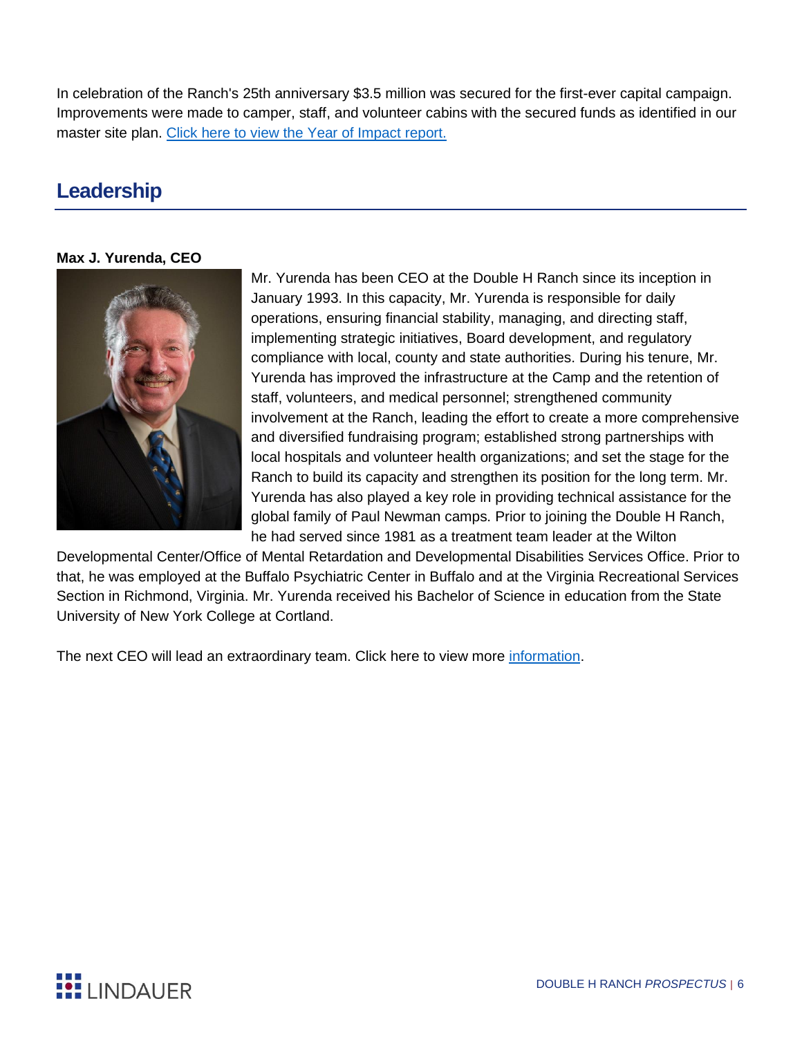In celebration of the Ranch's 25th anniversary $3.5 million was secured for the first-ever capital campaign. Improvements were made to camper, staff, and volunteer cabins with the secured funds as identified in our master site plan. [Click here to view the Year of Impact report.]

## Leadership

**Max J. Yurenda, CEO**

Mr. Yurenda has been CEO at the Double H Ranch since its inception in January 1993. In this capacity, Mr. Yurenda is responsible for daily operations, ensuring financial stability, managing, and directing staff, implementing strategic initiatives, Board development, and regulatory compliance with local, county and state authorities. During his tenure, Mr. Yurenda has improved the infrastructure at the Camp and the retention of staff, volunteers, and medical personnel; strengthened community involvement at the Ranch, leading the effort to create a more comprehensive and diversified fundraising program; established strong partnerships with local hospitals and volunteer health organizations; and set the stage for the Ranch to build its capacity and strengthen its position for the long term. Mr. Yurenda has also played a key role in providing technical assistance for the global family of Paul Newman camps. Prior to joining the Double H Ranch, he had served since 1981 as a treatment team leader at the Wilton Developmental Center/Office of Mental Retardation and Developmental Disabilities Services Office. Prior to that, he was employed at the Buffalo Psychiatric Center in Buffalo and at the Virginia Recreational Services Section in Richmond, Virginia. Mr. Yurenda received his Bachelor of Science in education from the State University of New York College at Cortland.

The next CEO will lead an extraordinary team. Click here to view more [information].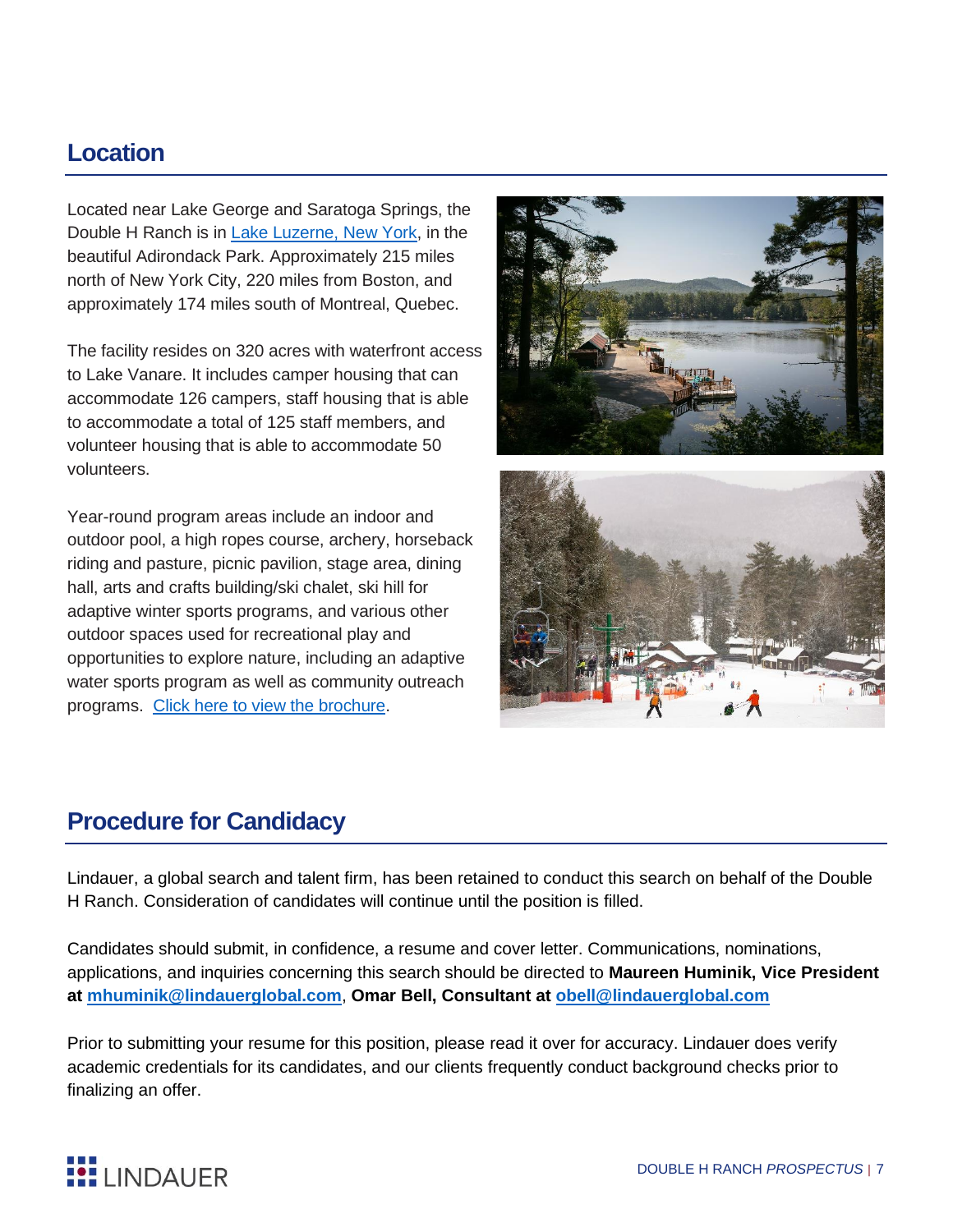## Location

Located near Lake George and Saratoga Springs, the Double H Ranch is in [Lake Luzerne, New York](), in the beautiful Adirondack Park. Approximately 215 miles north of New York City, 220 miles from Boston, and approximately 174 miles south of Montreal, Quebec.

The facility resides on 320 acres with waterfront access to Lake Vanare. It includes camper housing that can accommodate 126 campers, staff housing that is able to accommodate a total of 125 staff members, and volunteer housing that is able to accommodate 50 volunteers.

Year-round program areas include an indoor and outdoor pool, a high ropes course, archery, horseback riding and pasture, picnic pavilion, stage area, dining hall, arts and crafts building/ski chalet, ski hill for adaptive winter sports programs, and various other outdoor spaces used for recreational play and opportunities to explore nature, including an adaptive water sports program as well as community outreach programs. [Click here to view the brochure]().

## Procedure for Candidacy

Lindauer, a global search and talent firm, has been retained to conduct this search on behalf of the Double H Ranch. Consideration of candidates will continue until the position is filled.

Candidates should submit, in confidence, a resume and cover letter. Communications, nominations, applications, and inquiries concerning this search should be directed to **Maureen Huminik, Vice President at [mhuminik@lindauerglobal.com](mailto:mhuminik@lindauerglobal.com)**, **Omar Bell, Consultant at [obell@lindauerglobal.com](mailto:obell@lindauerglobal.com)**

Prior to submitting your resume for this position, please read it over for accuracy. Lindauer does verify academic credentials for its candidates, and our clients frequently conduct background checks prior to finalizing an offer.